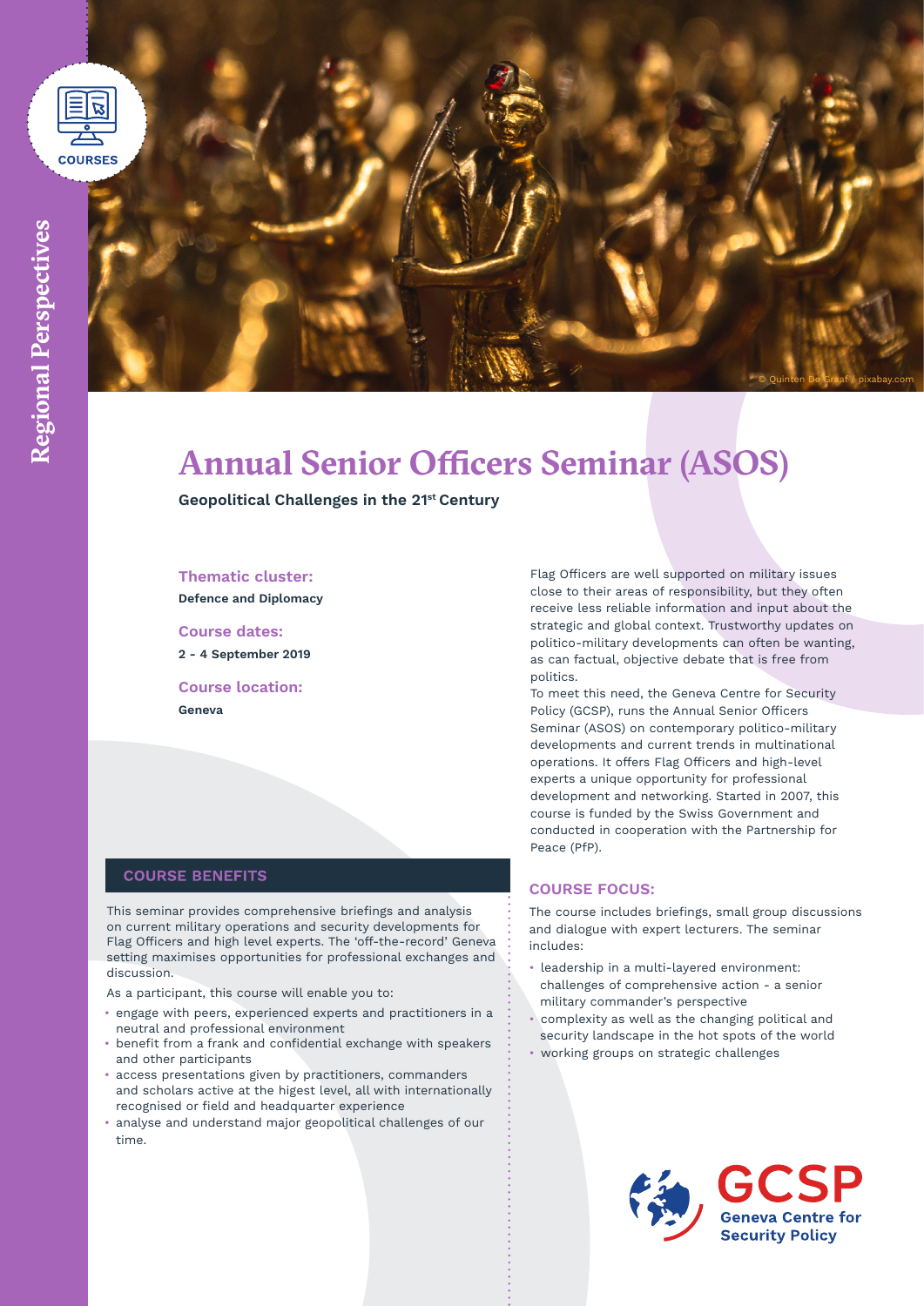# Annual Senior Officers Seminar (ASOS)

**Geopolitical Challenges in the 21st Century**

### Thematic cluster:

**Defence and Diplomacy**

### Course dates:

**2 - 4 September 2019**

### Course location:

**Geneva**

Flag Officers are well supported on military issues close to their areas of responsibility, but they often receive less reliable information and input about the strategic and global context. Trustworthy updates on politico-military developments can often be wanting, as can factual, objective debate that is free from politics.

To meet this need, the Geneva Centre for Security Policy (GCSP), runs the Annual Senior Officers Seminar (ASOS) on contemporary politico-military developments and current trends in multinational operations. It offers Flag Officers and high-level experts a unique opportunity for professional development and networking. Started in 2007, this course is funded by the Swiss Government and conducted in cooperation with the Partnership for Peace (PfP).

## COURSE BENEFITS

This seminar provides comprehensive briefings and analysis on current military operations and security developments for Flag Officers and high level experts. The 'off-the-record' Geneva setting maximises opportunities for professional exchanges and discussion.

As a participant, this course will enable you to:

- engage with peers, experienced experts and practitioners in a neutral and professional environment
- benefit from a frank and confidential exchange with speakers and other participants
- access presentations given by practitioners, commanders and scholars active at the higest level, all with internationally recognised or field and headquarter experience
- analyse and understand major geopolitical challenges of our time.

## COURSE FOCUS:

The course includes briefings, small group discussions and dialogue with expert lecturers. The seminar includes:

- leadership in a multi-layered environment: challenges of comprehensive action - a senior military commander's perspective
- complexity as well as the changing political and security landscape in the hot spots of the world
- working groups on strategic challenges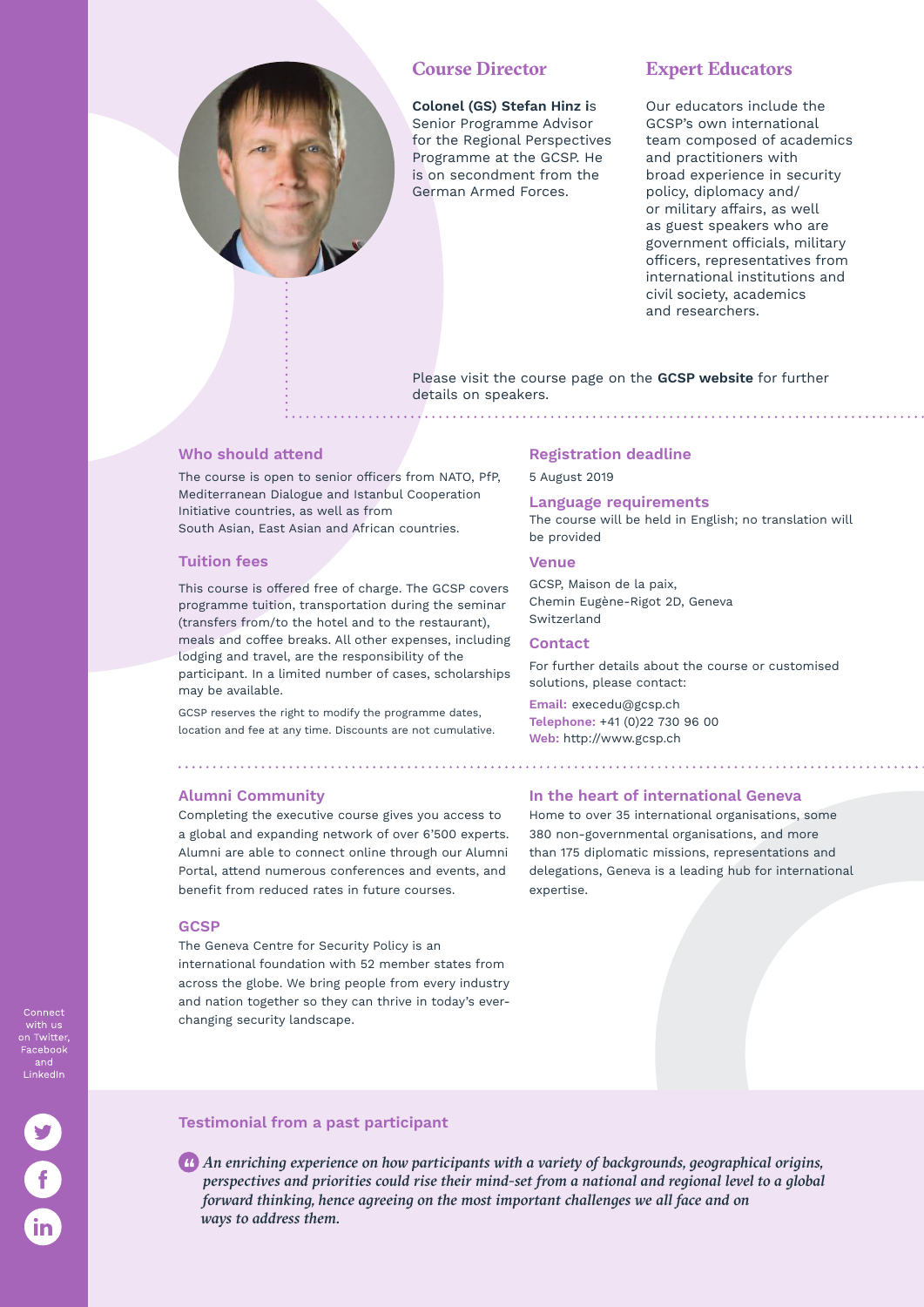## Course Director

**Colonel (GS) Stefan Hinz i**s Senior Programme Advisor for the Regional Perspectives Programme at the GCSP. He is on secondment from the German Armed Forces.

## Expert Educators

Our educators include the GCSP's own international team composed of academics and practitioners with broad experience in security policy, diplomacy and/or military affairs, as well as guest speakers who are government officials, military officers, representatives from international institutions and civil society, academics and researchers.

Please visit the course page on the **GCSP website** for further details on speakers.

### Who should attend

The course is open to senior officers from NATO, PfP, Mediterranean Dialogue and Istanbul Cooperation Initiative countries, as well as from South Asian, East Asian and African countries.

### Tuition fees

This course is offered free of charge. The GCSP covers programme tuition, transportation during the seminar (transfers from/to the hotel and to the restaurant), meals and coffee breaks. All other expenses, including lodging and travel, are the responsibility of the participant. In a limited number of cases, scholarships may be available.

GCSP reserves the right to modify the programme dates, location and fee at any time. Discounts are not cumulative.

### Registration deadline

5 August 2019

### Language requirements

The course will be held in English; no translation will be provided

### Venue

GCSP, Maison de la paix,
Chemin Eugène-Rigot 2D, Geneva
Switzerland

### Contact

For further details about the course or customised solutions, please contact:

**Email:** execedu@gcsp.ch
**Telephone:** +41 (0)22 730 96 00
**Web:** http://www.gcsp.ch

### Alumni Community

Completing the executive course gives you access to a global and expanding network of over 6'500 experts. Alumni are able to connect online through our Alumni Portal, attend numerous conferences and events, and benefit from reduced rates in future courses.

### GCSP

The Geneva Centre for Security Policy is an international foundation with 52 member states from across the globe. We bring people from every industry and nation together so they can thrive in today's ever-changing security landscape.

### In the heart of international Geneva

Home to over 35 international organisations, some 380 non-governmental organisations, and more than 175 diplomatic missions, representations and delegations, Geneva is a leading hub for international expertise.

Connect with us on Twitter, Facebook and LinkedIn

### Testimonial from a past participant

*An enriching experience on how participants with a variety of backgrounds, geographical origins, perspectives and priorities could rise their mind-set from a national and regional level to a global forward thinking, hence agreeing on the most important challenges we all face and on ways to address them.*